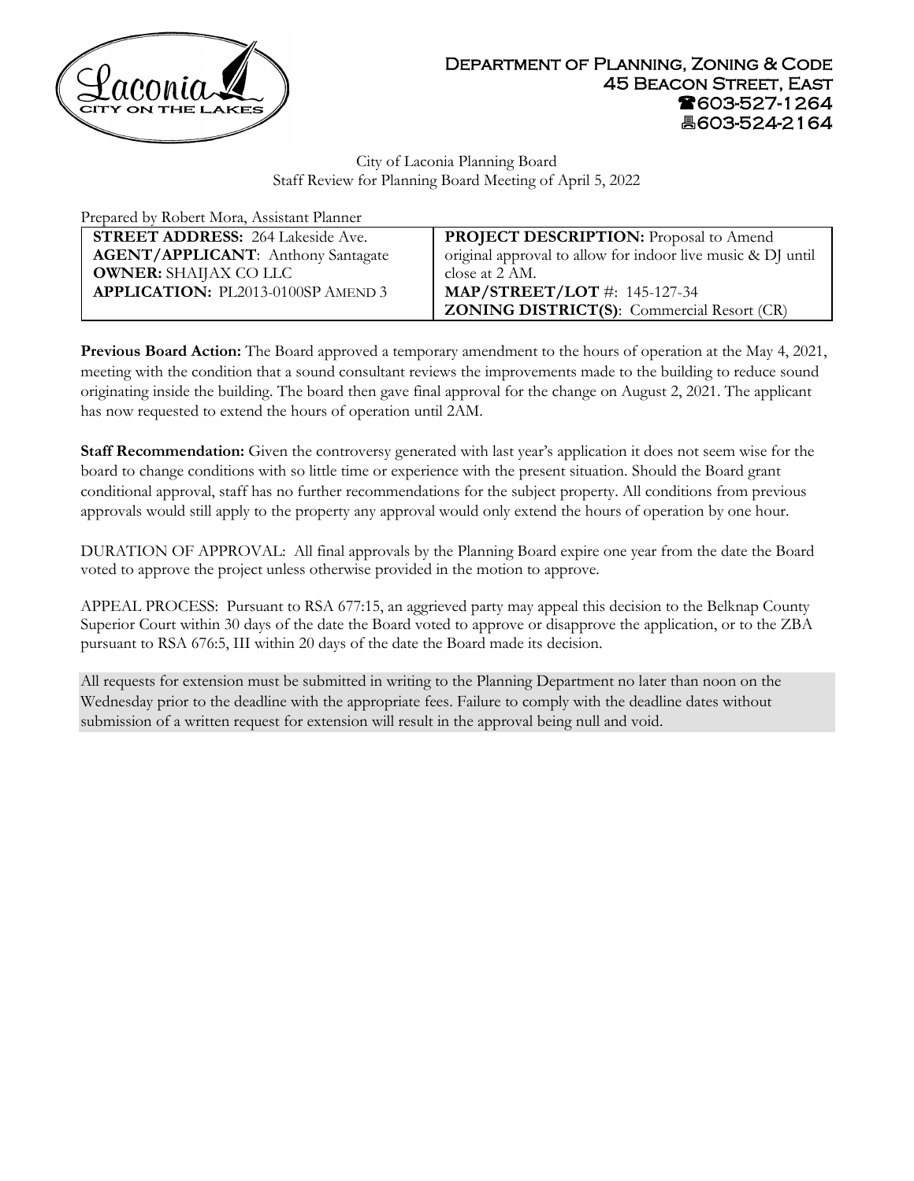**Department of Planning, Zoning & Code**
**45 Beacon Street, East**
☎603-527-1264
🖷603-524-2164

City of Laconia Planning Board
Staff Review for Planning Board Meeting of April 5, 2022

Prepared by Robert Mora, Assistant Planner

| | |
|---|---|
| **STREET ADDRESS:** 264 Lakeside Ave.<br>**AGENT/APPLICANT**: Anthony Santagate<br>**OWNER:** SHAIJAX CO LLC<br>**APPLICATION:** PL2013-0100SP AMEND 3 | **PROJECT DESCRIPTION:** Proposal to Amend original approval to allow for indoor live music & DJ until close at 2 AM.<br>**MAP/STREET/LOT** #: 145-127-34<br>**ZONING DISTRICT(S)**: Commercial Resort (CR) |

**Previous Board Action:** The Board approved a temporary amendment to the hours of operation at the May 4, 2021, meeting with the condition that a sound consultant reviews the improvements made to the building to reduce sound originating inside the building. The board then gave final approval for the change on August 2, 2021. The applicant has now requested to extend the hours of operation until 2AM.

**Staff Recommendation:** Given the controversy generated with last year's application it does not seem wise for the board to change conditions with so little time or experience with the present situation. Should the Board grant conditional approval, staff has no further recommendations for the subject property. All conditions from previous approvals would still apply to the property any approval would only extend the hours of operation by one hour.

DURATION OF APPROVAL: All final approvals by the Planning Board expire one year from the date the Board voted to approve the project unless otherwise provided in the motion to approve.

APPEAL PROCESS: Pursuant to RSA 677:15, an aggrieved party may appeal this decision to the Belknap County Superior Court within 30 days of the date the Board voted to approve or disapprove the application, or to the ZBA pursuant to RSA 676:5, III within 20 days of the date the Board made its decision.

All requests for extension must be submitted in writing to the Planning Department no later than noon on the Wednesday prior to the deadline with the appropriate fees. Failure to comply with the deadline dates without submission of a written request for extension will result in the approval being null and void.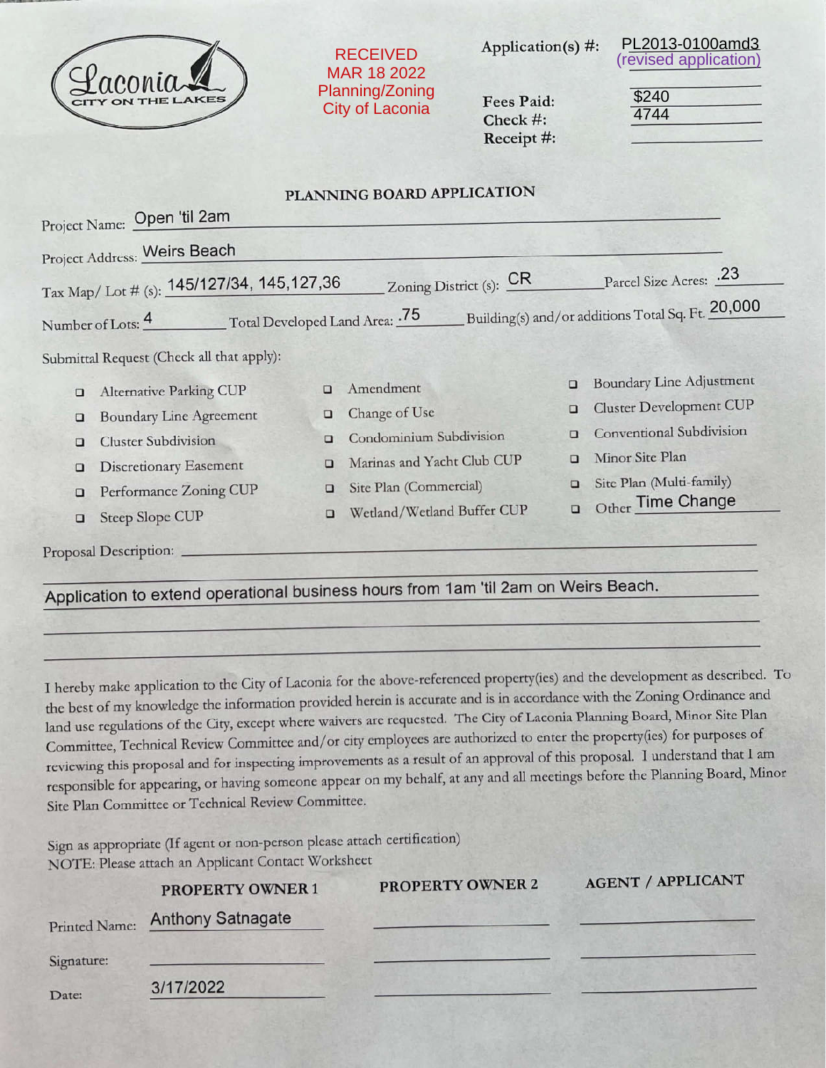Laconia
CITY ON THE LAKES

RECEIVED
MAR 18 2022
Planning/Zoning
City of Laconia

Application(s) #: PL2013-0100amd3 (revised application)

Fees Paid: $240

Check #: 4744

Receipt #:

## PLANNING BOARD APPLICATION

Project Name: Open 'til 2am

Project Address: Weirs Beach

Tax Map/ Lot # (s): 145/127/34, 145,127,36 Zoning District (s): CR Parcel Size Acres: .23

Number of Lots: 4 Total Developed Land Area: .75 Building(s) and/or additions Total Sq. Ft. 20,000

Submittal Request (Check all that apply):

- ☐ Alternative Parking CUP
- ☐ Boundary Line Agreement
- ☐ Cluster Subdivision
- ☐ Discretionary Easement
- ☐ Performance Zoning CUP
- ☐ Steep Slope CUP
- ☐ Amendment
- ☐ Change of Use
- ☐ Condominium Subdivision
- ☐ Marinas and Yacht Club CUP
- ☐ Site Plan (Commercial)
- ☐ Wetland/Wetland Buffer CUP
- ☐ Boundary Line Adjustment
- ☐ Cluster Development CUP
- ☐ Conventional Subdivision
- ☐ Minor Site Plan
- ☐ Site Plan (Multi-family)
- ☐ Other Time Change

Proposal Description:

Application to extend operational business hours from 1am 'til 2am on Weirs Beach.

I hereby make application to the City of Laconia for the above-referenced property(ies) and the development as described. To the best of my knowledge the information provided herein is accurate and is in accordance with the Zoning Ordinance and land use regulations of the City, except where waivers are requested. The City of Laconia Planning Board, Minor Site Plan Committee, Technical Review Committee and/or city employees are authorized to enter the property(ies) for purposes of reviewing this proposal and for inspecting improvements as a result of an approval of this proposal. I understand that I am responsible for appearing, or having someone appear on my behalf, at any and all meetings before the Planning Board, Minor Site Plan Committee or Technical Review Committee.

Sign as appropriate (If agent or non-person please attach certification)
NOTE: Please attach an Applicant Contact Worksheet

| | PROPERTY OWNER 1 | PROPERTY OWNER 2 | AGENT / APPLICANT |
|---|---|---|---|
| Printed Name: | Anthony Satnagate | | |
| Signature: | | | |
| Date: | 3/17/2022 | | |